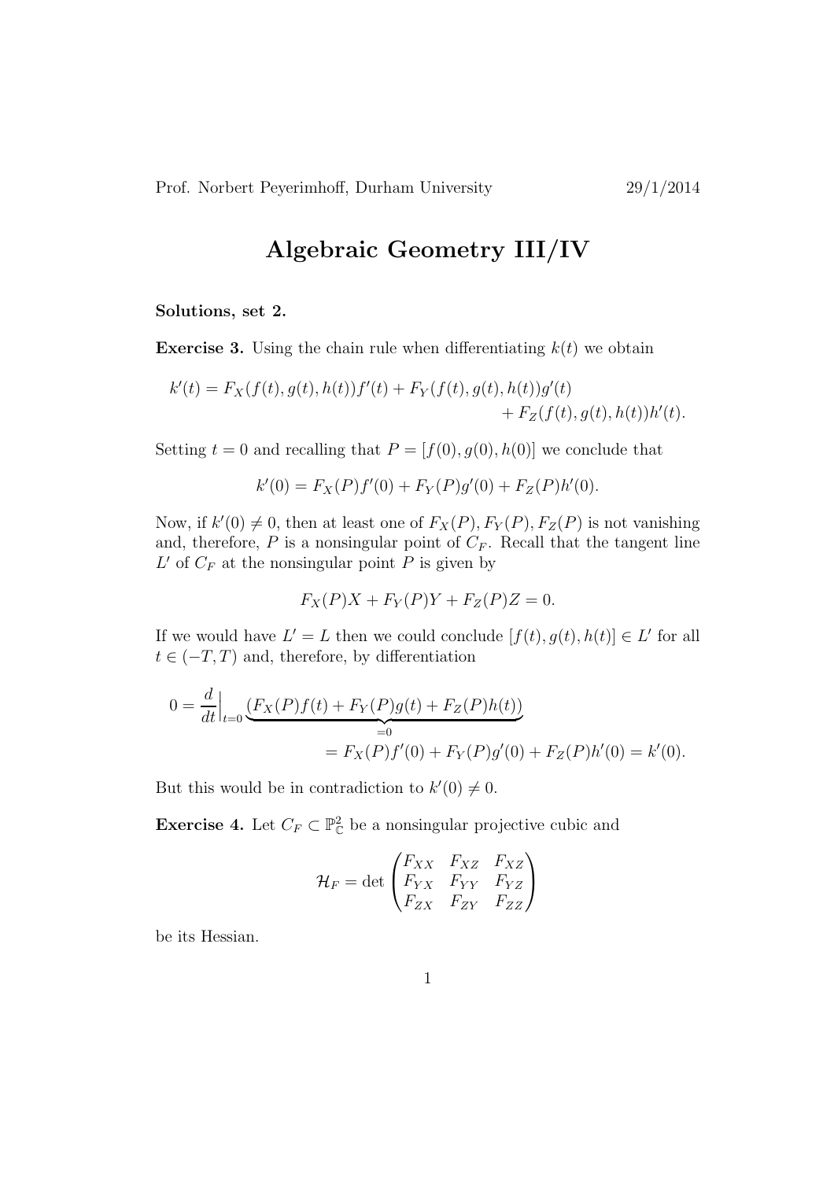Prof. Norbert Peyerimhoff, Durham University 29/1/2014

# Algebraic Geometry III/IV

**Solutions, set 2.**

**Exercise 3.** Using the chain rule when differentiating $k(t)$ we obtain

$$k'(t) = F_X(f(t), g(t), h(t))f'(t) + F_Y(f(t), g(t), h(t))g'(t) + F_Z(f(t), g(t), h(t))h'(t).$$

Setting $t = 0$ and recalling that $P = [f(0), g(0), h(0)]$ we conclude that

$$k'(0) = F_X(P)f'(0) + F_Y(P)g'(0) + F_Z(P)h'(0).$$

Now, if $k'(0) \neq 0$, then at least one of $F_X(P), F_Y(P), F_Z(P)$ is not vanishing and, therefore, $P$ is a nonsingular point of $C_F$. Recall that the tangent line $L'$ of $C_F$ at the nonsingular point $P$ is given by

$$F_X(P)X + F_Y(P)Y + F_Z(P)Z = 0.$$

If we would have $L' = L$ then we could conclude $[f(t), g(t), h(t)] \in L'$ for all $t \in (-T, T)$ and, therefore, by differentiation

$$0 = \frac{d}{dt}\Big|_{t=0} \underbrace{(F_X(P)f(t) + F_Y(P)g(t) + F_Z(P)h(t))}_{=0} = F_X(P)f'(0) + F_Y(P)g'(0) + F_Z(P)h'(0) = k'(0).$$

But this would be in contradiction to $k'(0) \neq 0$.

**Exercise 4.** Let $C_F \subset \mathbb{P}^2_{\mathbb{C}}$ be a nonsingular projective cubic and

$$\mathcal{H}_F = \det \begin{pmatrix} F_{XX} & F_{XZ} & F_{XZ} \\ F_{YX} & F_{YY} & F_{YZ} \\ F_{ZX} & F_{ZY} & F_{ZZ} \end{pmatrix}$$

be its Hessian.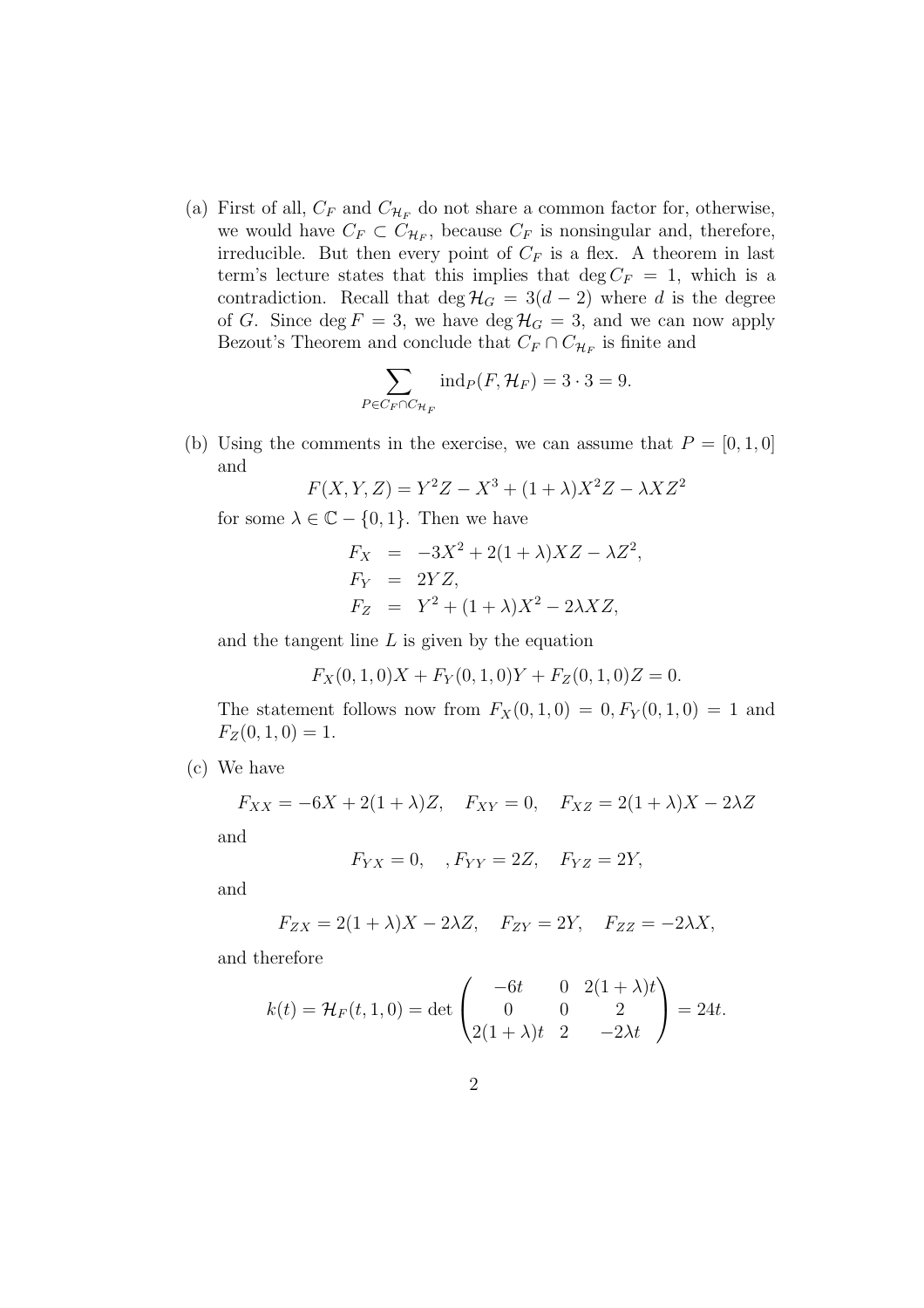(a) First of all, $C_F$ and $C_{\mathcal{H}_F}$ do not share a common factor for, otherwise, we would have $C_F \subset C_{\mathcal{H}_F}$, because $C_F$ is nonsingular and, therefore, irreducible. But then every point of $C_F$ is a flex. A theorem in last term's lecture states that this implies that $\deg C_F = 1$, which is a contradiction. Recall that $\deg \mathcal{H}_G = 3(d-2)$ where $d$ is the degree of $G$. Since $\deg F = 3$, we have $\deg \mathcal{H}_G = 3$, and we can now apply Bezout's Theorem and conclude that $C_F \cap C_{\mathcal{H}_F}$ is finite and

$$\sum_{P \in C_F \cap C_{\mathcal{H}_F}} \mathrm{ind}_P(F, \mathcal{H}_F) = 3 \cdot 3 = 9.$$

(b) Using the comments in the exercise, we can assume that $P = [0, 1, 0]$ and

$$F(X, Y, Z) = Y^2 Z - X^3 + (1 + \lambda) X^2 Z - \lambda X Z^2$$

for some $\lambda \in \mathbb{C} - \{0, 1\}$. Then we have

$$\begin{aligned} F_X &= -3X^2 + 2(1+\lambda)XZ - \lambda Z^2, \\ F_Y &= 2YZ, \\ F_Z &= Y^2 + (1+\lambda)X^2 - 2\lambda XZ, \end{aligned}$$

and the tangent line $L$ is given by the equation

$$F_X(0, 1, 0)X + F_Y(0, 1, 0)Y + F_Z(0, 1, 0)Z = 0.$$

The statement follows now from $F_X(0, 1, 0) = 0, F_Y(0, 1, 0) = 1$ and $F_Z(0, 1, 0) = 1$.

(c) We have

$$F_{XX} = -6X + 2(1+\lambda)Z, \quad F_{XY} = 0, \quad F_{XZ} = 2(1+\lambda)X - 2\lambda Z$$

and

$$F_{YX} = 0, \quad , F_{YY} = 2Z, \quad F_{YZ} = 2Y,$$

and

$$F_{ZX} = 2(1+\lambda)X - 2\lambda Z, \quad F_{ZY} = 2Y, \quad F_{ZZ} = -2\lambda X,$$

and therefore

$$k(t) = \mathcal{H}_F(t, 1, 0) = \det \begin{pmatrix} -6t & 0 & 2(1+\lambda)t \\ 0 & 0 & 2 \\ 2(1+\lambda)t & 2 & -2\lambda t \end{pmatrix} = 24t.$$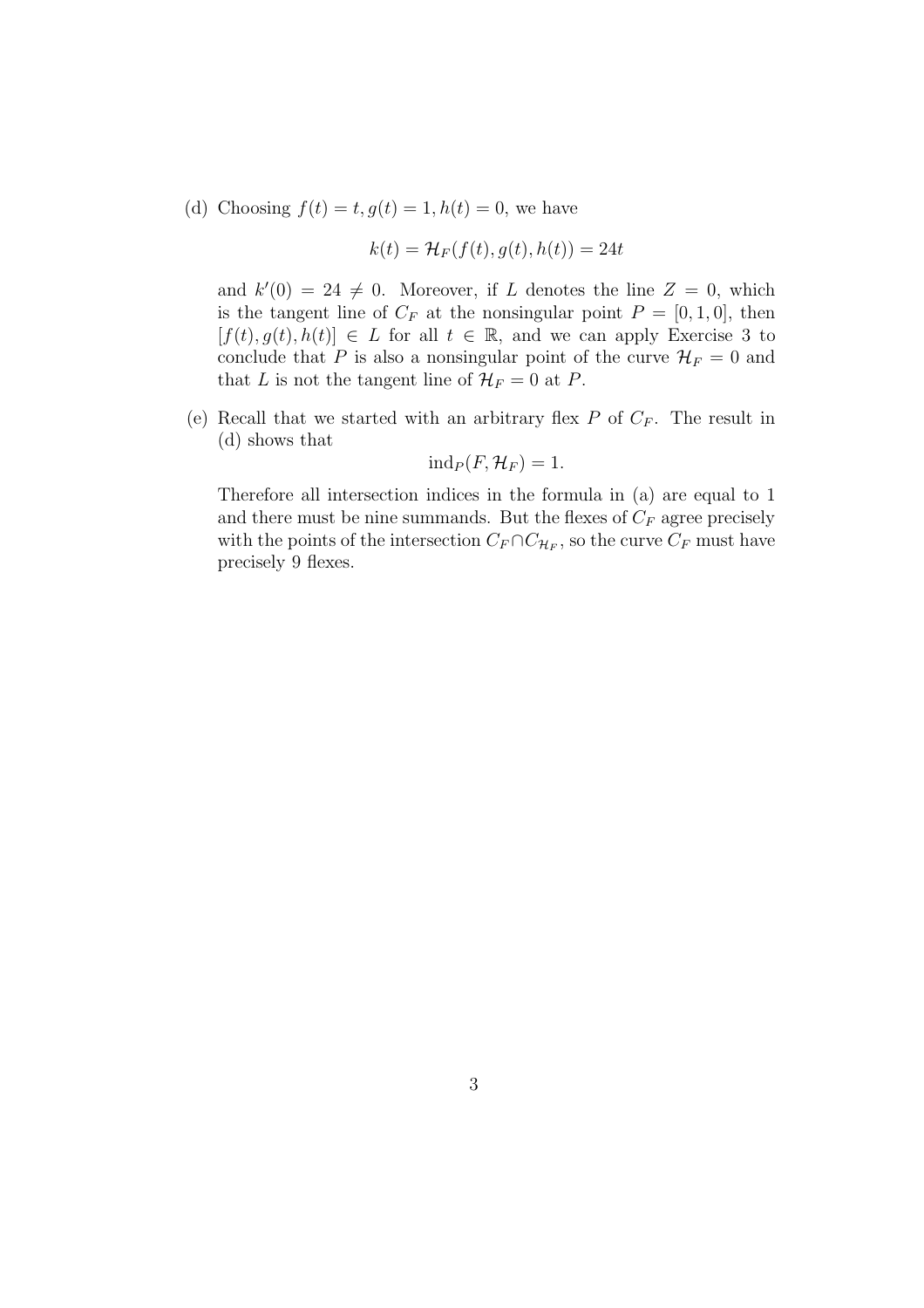(d) Choosing $f(t) = t, g(t) = 1, h(t) = 0$, we have

$$k(t) = \mathcal{H}_F(f(t), g(t), h(t)) = 24t$$

and $k'(0) = 24 \neq 0$. Moreover, if $L$ denotes the line $Z = 0$, which is the tangent line of $C_F$ at the nonsingular point $P = [0, 1, 0]$, then $[f(t), g(t), h(t)] \in L$ for all $t \in \mathbb{R}$, and we can apply Exercise 3 to conclude that $P$ is also a nonsingular point of the curve $\mathcal{H}_F = 0$ and that $L$ is not the tangent line of $\mathcal{H}_F = 0$ at $P$.

(e) Recall that we started with an arbitrary flex $P$ of $C_F$. The result in (d) shows that

$$\mathrm{ind}_P(F, \mathcal{H}_F) = 1.$$

Therefore all intersection indices in the formula in (a) are equal to 1 and there must be nine summands. But the flexes of $C_F$ agree precisely with the points of the intersection $C_F \cap C_{\mathcal{H}_F}$, so the curve $C_F$ must have precisely 9 flexes.